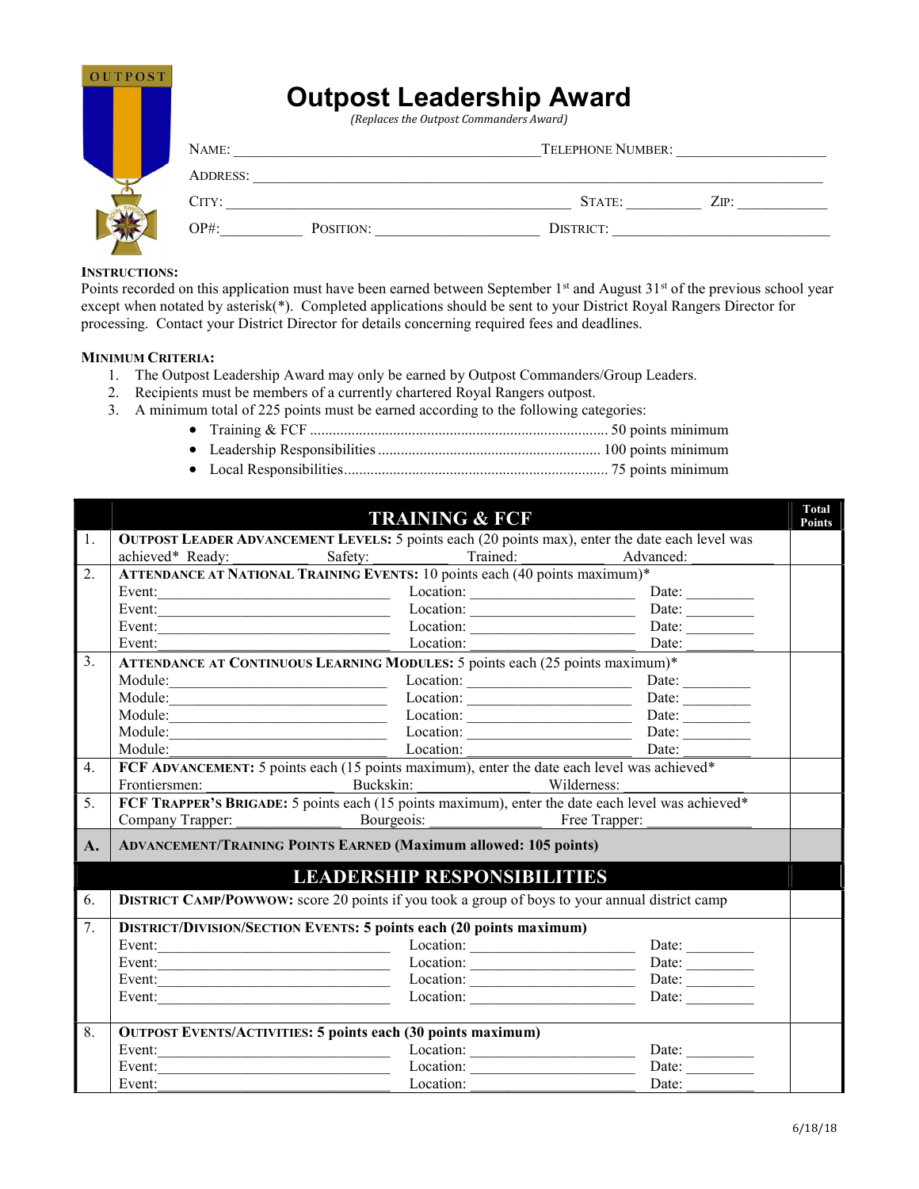# Outpost Leadership Award

*(Replaces the Outpost Commanders Award)*

NAME: ______________________________ TELEPHONE NUMBER: ____________________

ADDRESS: ______________________________________________________________

CITY: ______________________________ STATE: __________ ZIP: ____________

OP#: __________ POSITION: ____________________ DISTRICT: ____________________________

**INSTRUCTIONS:**

Points recorded on this application must have been earned between September 1st and August 31st of the previous school year except when notated by asterisk(*). Completed applications should be sent to your District Royal Rangers Director for processing. Contact your District Director for details concerning required fees and deadlines.

**MINIMUM CRITERIA:**

1. The Outpost Leadership Award may only be earned by Outpost Commanders/Group Leaders.
2. Recipients must be members of a currently chartered Royal Rangers outpost.
3. A minimum total of 225 points must be earned according to the following categories:
   - Training & FCF ............................................................................ 50 points minimum
   - Leadership Responsibilities ......................................................... 100 points minimum
   - Local Responsibilities.................................................................... 75 points minimum

| | TRAINING & FCF | Total Points |
|---|---|---|
| 1. | **OUTPOST LEADER ADVANCEMENT LEVELS:** 5 points each (20 points max), enter the date each level was achieved* Ready: __________ Safety: __________ Trained: __________ Advanced: __________ | |
| 2. | **ATTENDANCE AT NATIONAL TRAINING EVENTS:** 10 points each (40 points maximum)*<br>Event: __________ Location: __________ Date: __________<br>Event: __________ Location: __________ Date: __________<br>Event: __________ Location: __________ Date: __________<br>Event: __________ Location: __________ Date: __________ | |
| 3. | **ATTENDANCE AT CONTINUOUS LEARNING MODULES:** 5 points each (25 points maximum)*<br>Module: __________ Location: __________ Date: __________<br>Module: __________ Location: __________ Date: __________<br>Module: __________ Location: __________ Date: __________<br>Module: __________ Location: __________ Date: __________<br>Module: __________ Location: __________ Date: __________ | |
| 4. | **FCF ADVANCEMENT:** 5 points each (15 points maximum), enter the date each level was achieved*<br>Frontiersmen: __________ Buckskin: __________ Wilderness: __________ | |
| 5. | **FCF TRAPPER'S BRIGADE:** 5 points each (15 points maximum), enter the date each level was achieved*<br>Company Trapper: __________ Bourgeois: __________ Free Trapper: __________ | |
| **A.** | **ADVANCEMENT/TRAINING POINTS EARNED (Maximum allowed: 105 points)** | |
| | **LEADERSHIP RESPONSIBILITIES** | |
| 6. | **DISTRICT CAMP/POWWOW:** score 20 points if you took a group of boys to your annual district camp | |
| 7. | **DISTRICT/DIVISION/SECTION EVENTS: 5 points each (20 points maximum)**<br>Event: __________ Location: __________ Date: __________<br>Event: __________ Location: __________ Date: __________<br>Event: __________ Location: __________ Date: __________<br>Event: __________ Location: __________ Date: __________ | |
| 8. | **OUTPOST EVENTS/ACTIVITIES: 5 points each (30 points maximum)**<br>Event: __________ Location: __________ Date: __________<br>Event: __________ Location: __________ Date: __________<br>Event: __________ Location: __________ Date: __________ | |

6/18/18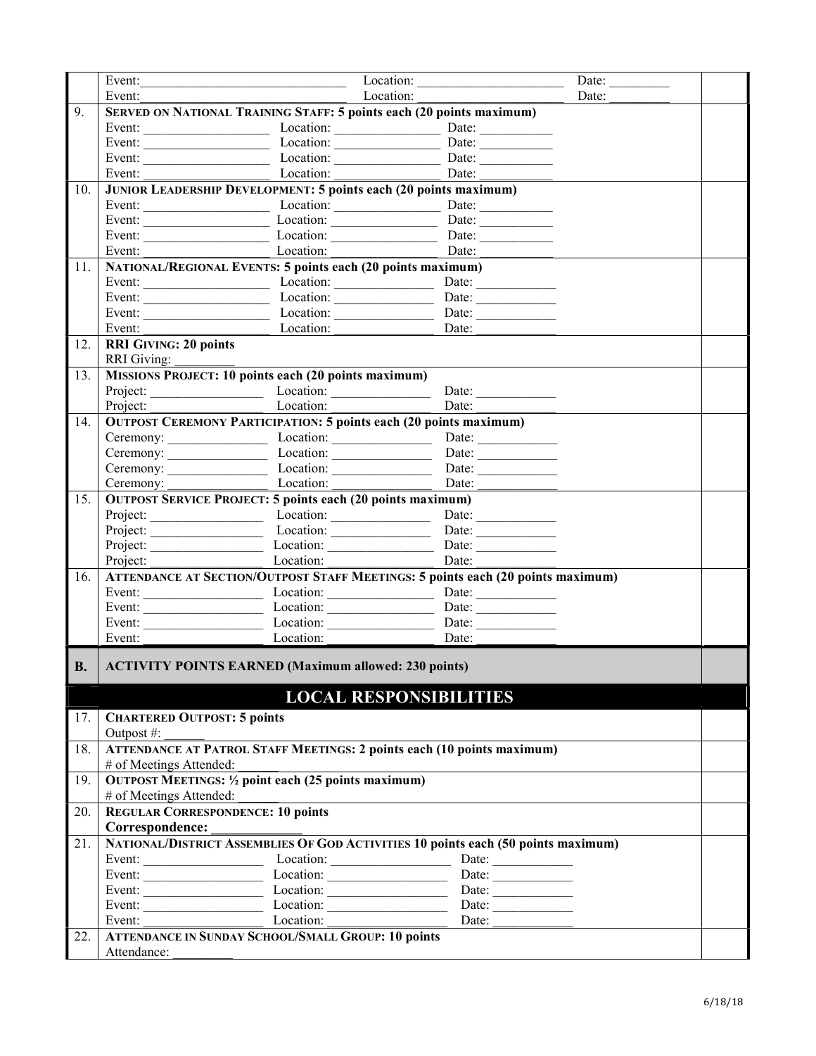| | | |
|---|---|---|
| | Event:________________________________ Location: ______________________ Date: _________ | |
| | Event:________________________________ Location: ______________________ Date: _________ | |
| 9. | **SERVED ON NATIONAL TRAINING STAFF: 5 points each (20 points maximum)** | |
| | Event: ___________________ Location: ________________ Date: ___________ | |
| | Event: ___________________ Location: ________________ Date: ___________ | |
| | Event: ___________________ Location: ________________ Date: ___________ | |
| | Event: ___________________ Location: ________________ Date: ___________ | |
| 10. | **JUNIOR LEADERSHIP DEVELOPMENT: 5 points each (20 points maximum)** | |
| | Event: ___________________ Location: ________________ Date: ___________ | |
| | Event: ___________________ Location: ________________ Date: ___________ | |
| | Event: ___________________ Location: ________________ Date: ___________ | |
| | Event: ___________________ Location: ________________ Date: ___________ | |
| 11. | **NATIONAL/REGIONAL EVENTS: 5 points each (20 points maximum)** | |
| | Event: ___________________ Location: _______________ Date: ____________ | |
| | Event: ___________________ Location: _______________ Date: ____________ | |
| | Event: ___________________ Location: _______________ Date: ____________ | |
| | Event: ___________________ Location: _______________ Date: ____________ | |
| 12. | **RRI GIVING: 20 points** | |
| | RRI Giving: _________ | |
| 13. | **MISSIONS PROJECT: 10 points each (20 points maximum)** | |
| | Project: _________________ Location: _______________ Date: ____________ | |
| | Project: _________________ Location: _______________ Date: ____________ | |
| 14. | **OUTPOST CEREMONY PARTICIPATION: 5 points each (20 points maximum)** | |
| | Ceremony: _______________ Location: _______________ Date: ____________ | |
| | Ceremony: _______________ Location: _______________ Date: ____________ | |
| | Ceremony: _______________ Location: _______________ Date: ____________ | |
| | Ceremony: _______________ Location: _______________ Date: ____________ | |
| 15. | **OUTPOST SERVICE PROJECT: 5 points each (20 points maximum)** | |
| | Project: _________________ Location: _______________ Date: ____________ | |
| | Project: _________________ Location: _______________ Date: ____________ | |
| | Project: _________________ Location: _______________ Date: ____________ | |
| | Project: _________________ Location: _______________ Date: ____________ | |
| 16. | **ATTENDANCE AT SECTION/OUTPOST STAFF MEETINGS: 5 points each (20 points maximum)** | |
| | Event: __________________ Location: ________________ Date: ____________ | |
| | Event: __________________ Location: ________________ Date: ____________ | |
| | Event: __________________ Location: ________________ Date: ____________ | |
| | Event: __________________ Location: ________________ Date: ____________ | |
| **B.** | **ACTIVITY POINTS EARNED (Maximum allowed: 230 points)** | |

## LOCAL RESPONSIBILITIES

| | | |
|---|---|---|
| 17. | **CHARTERED OUTPOST: 5 points** | |
| | Outpost #: ______ | |
| 18. | **ATTENDANCE AT PATROL STAFF MEETINGS: 2 points each (10 points maximum)** | |
| | # of Meetings Attended: ______ | |
| 19. | **OUTPOST MEETINGS: ½ point each (25 points maximum)** | |
| | # of Meetings Attended: ______ | |
| 20. | **REGULAR CORRESPONDENCE: 10 points** | |
| | **Correspondence: _____________** | |
| 21. | **NATIONAL/DISTRICT ASSEMBLIES OF GOD ACTIVITIES 10 points each (50 points maximum)** | |
| | Event: __________________ Location: __________________ Date: ____________ | |
| | Event: __________________ Location: __________________ Date: ____________ | |
| | Event: __________________ Location: __________________ Date: ____________ | |
| | Event: __________________ Location: __________________ Date: ____________ | |
| | Event: __________________ Location: __________________ Date: ____________ | |
| 22. | **ATTENDANCE IN SUNDAY SCHOOL/SMALL GROUP: 10 points** | |
| | Attendance: _________ | |

6/18/18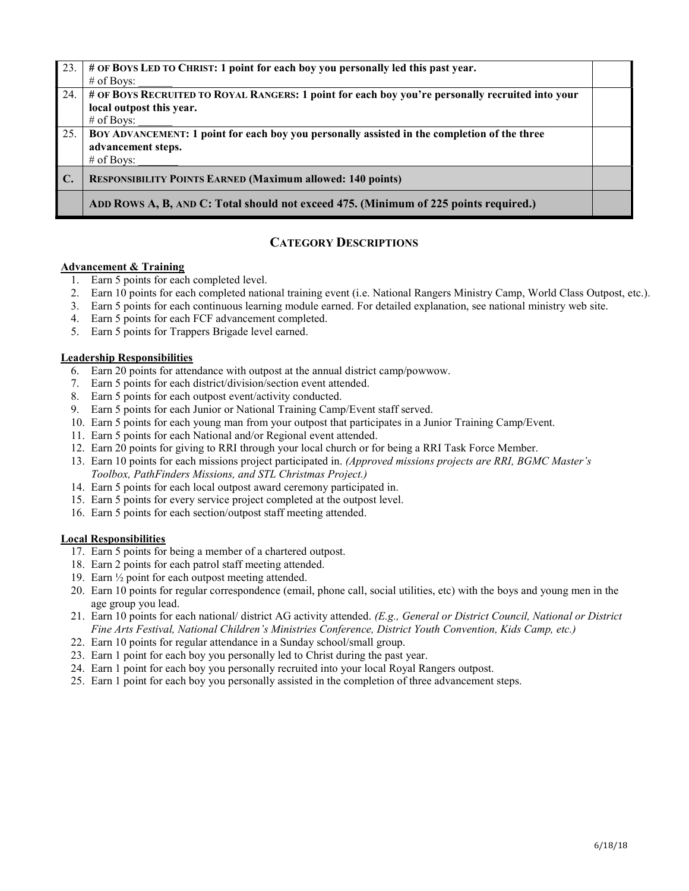| | | |
|---|---|---|
| 23. | **# OF BOYS LED TO CHRIST: 1 point for each boy you personally led this past year.**<br># of Boys: ______ | |
| 24. | **# OF BOYS RECRUITED TO ROYAL RANGERS: 1 point for each boy you're personally recruited into your local outpost this year.**<br># of Boys: ______ | |
| 25. | **BOY ADVANCEMENT: 1 point for each boy you personally assisted in the completion of the three advancement steps.**<br># of Boys: _______ | |
| **C.** | **RESPONSIBILITY POINTS EARNED (Maximum allowed: 140 points)** | |
| | **ADD ROWS A, B, AND C: Total should not exceed 475. (Minimum of 225 points required.)** | |

## CATEGORY DESCRIPTIONS

**Advancement & Training**

1. Earn 5 points for each completed level.
2. Earn 10 points for each completed national training event (i.e. National Rangers Ministry Camp, World Class Outpost, etc.).
3. Earn 5 points for each continuous learning module earned. For detailed explanation, see national ministry web site.
4. Earn 5 points for each FCF advancement completed.
5. Earn 5 points for Trappers Brigade level earned.

**Leadership Responsibilities**

6. Earn 20 points for attendance with outpost at the annual district camp/powwow.
7. Earn 5 points for each district/division/section event attended.
8. Earn 5 points for each outpost event/activity conducted.
9. Earn 5 points for each Junior or National Training Camp/Event staff served.
10. Earn 5 points for each young man from your outpost that participates in a Junior Training Camp/Event.
11. Earn 5 points for each National and/or Regional event attended.
12. Earn 20 points for giving to RRI through your local church or for being a RRI Task Force Member.
13. Earn 10 points for each missions project participated in. *(Approved missions projects are RRI, BGMC Master's Toolbox, PathFinders Missions, and STL Christmas Project.)*
14. Earn 5 points for each local outpost award ceremony participated in.
15. Earn 5 points for every service project completed at the outpost level.
16. Earn 5 points for each section/outpost staff meeting attended.

**Local Responsibilities**

17. Earn 5 points for being a member of a chartered outpost.
18. Earn 2 points for each patrol staff meeting attended.
19. Earn ½ point for each outpost meeting attended.
20. Earn 10 points for regular correspondence (email, phone call, social utilities, etc) with the boys and young men in the age group you lead.
21. Earn 10 points for each national/ district AG activity attended. *(E.g., General or District Council, National or District Fine Arts Festival, National Children's Ministries Conference, District Youth Convention, Kids Camp, etc.)*
22. Earn 10 points for regular attendance in a Sunday school/small group.
23. Earn 1 point for each boy you personally led to Christ during the past year.
24. Earn 1 point for each boy you personally recruited into your local Royal Rangers outpost.
25. Earn 1 point for each boy you personally assisted in the completion of three advancement steps.

6/18/18